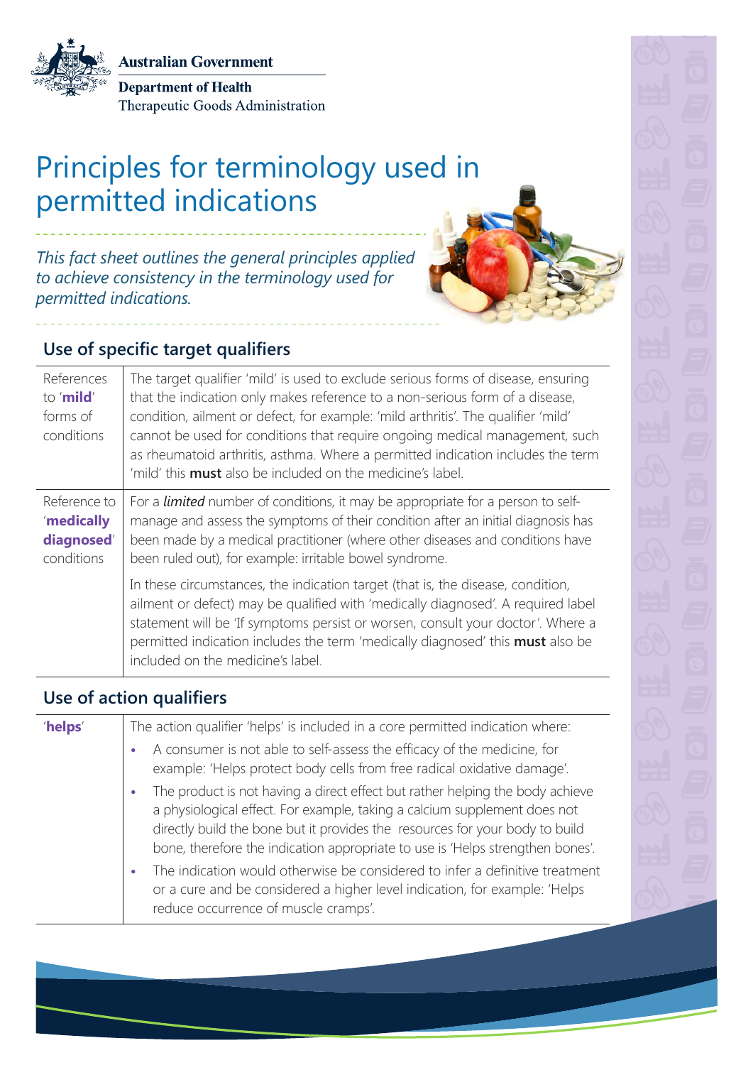Australian Government

Department of Health

Therapeutic Goods Administration

# Principles for terminology used in permitted indications

*This fact sheet outlines the general principles applied to achieve consistency in the terminology used for permitted indications.*

## Use of specific target qualifiers

| | |
|---|---|
| References to '**mild**' forms of conditions | The target qualifier 'mild' is used to exclude serious forms of disease, ensuring that the indication only makes reference to a non-serious form of a disease, condition, ailment or defect, for example: 'mild arthritis'. The qualifier 'mild' cannot be used for conditions that require ongoing medical management, such as rheumatoid arthritis, asthma. Where a permitted indication includes the term 'mild' this **must** also be included on the medicine's label. |
| Reference to '**medically diagnosed**' conditions | For a *limited* number of conditions, it may be appropriate for a person to self-manage and assess the symptoms of their condition after an initial diagnosis has been made by a medical practitioner (where other diseases and conditions have been ruled out), for example: irritable bowel syndrome. <br><br> In these circumstances, the indication target (that is, the disease, condition, ailment or defect) may be qualified with 'medically diagnosed'. A required label statement will be 'If symptoms persist or worsen, consult your doctor'. Where a permitted indication includes the term 'medically diagnosed' this **must** also be included on the medicine's label. |

## Use of action qualifiers

| | |
|---|---|
| '**helps**' | The action qualifier 'helps' is included in a core permitted indication where: <br>• A consumer is not able to self-assess the efficacy of the medicine, for example: 'Helps protect body cells from free radical oxidative damage'. <br>• The product is not having a direct effect but rather helping the body achieve a physiological effect. For example, taking a calcium supplement does not directly build the bone but it provides the resources for your body to build bone, therefore the indication appropriate to use is 'Helps strengthen bones'. <br>• The indication would otherwise be considered to infer a definitive treatment or a cure and be considered a higher level indication, for example: 'Helps reduce occurrence of muscle cramps'. |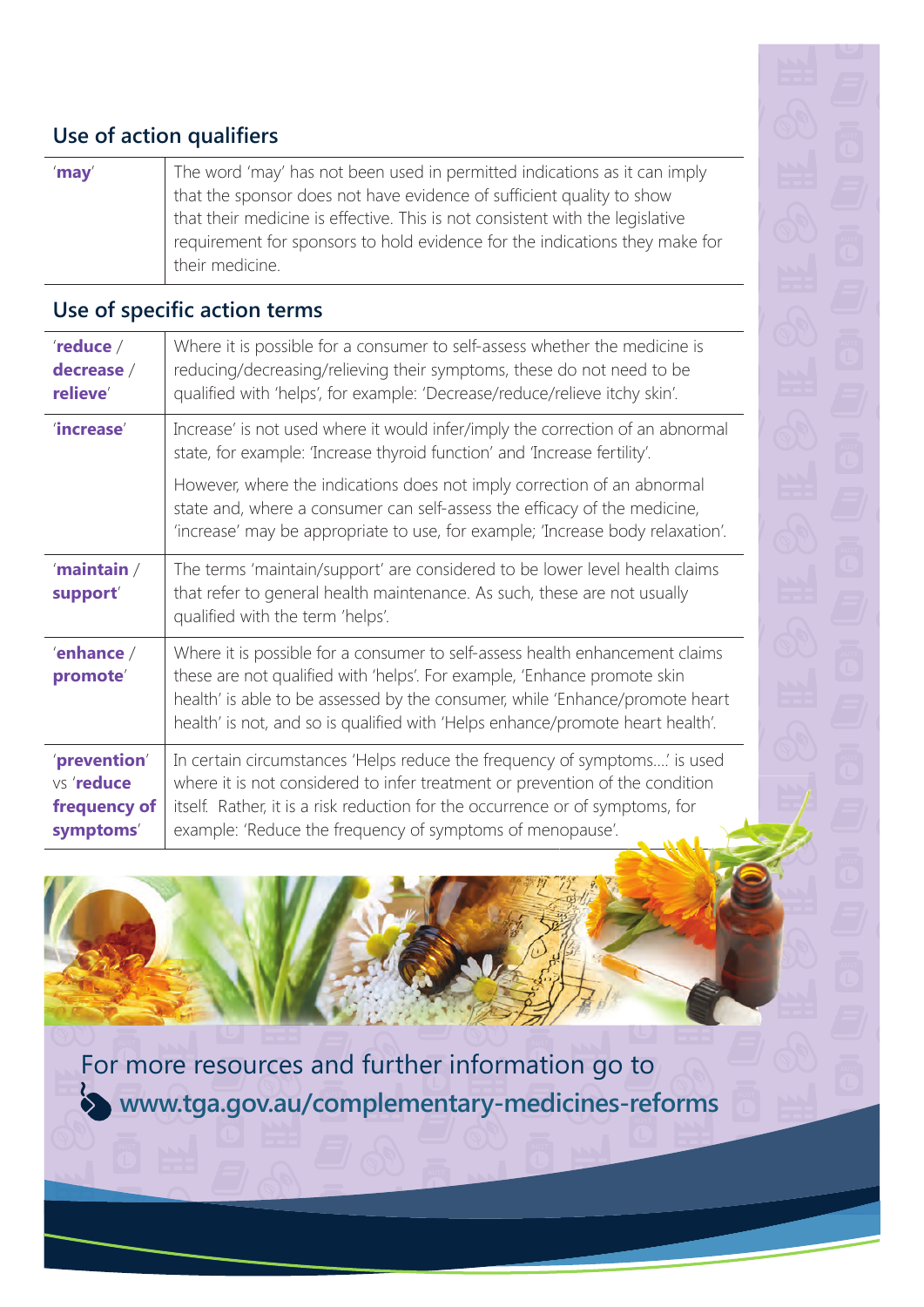## Use of action qualifiers

| | |
|---|---|
| 'may' | The word 'may' has not been used in permitted indications as it can imply that the sponsor does not have evidence of sufficient quality to show that their medicine is effective. This is not consistent with the legislative requirement for sponsors to hold evidence for the indications they make for their medicine. |

## Use of specific action terms

| | |
|---|---|
| 'reduce / decrease / relieve' | Where it is possible for a consumer to self-assess whether the medicine is reducing/decreasing/relieving their symptoms, these do not need to be qualified with 'helps', for example: 'Decrease/reduce/relieve itchy skin'. |
| 'increase' | Increase' is not used where it would infer/imply the correction of an abnormal state, for example: 'Increase thyroid function' and 'Increase fertility'.<br><br>However, where the indications does not imply correction of an abnormal state and, where a consumer can self-assess the efficacy of the medicine, 'increase' may be appropriate to use, for example; 'Increase body relaxation'. |
| 'maintain / support' | The terms 'maintain/support' are considered to be lower level health claims that refer to general health maintenance. As such, these are not usually qualified with the term 'helps'. |
| 'enhance / promote' | Where it is possible for a consumer to self-assess health enhancement claims these are not qualified with 'helps'. For example, 'Enhance promote skin health' is able to be assessed by the consumer, while 'Enhance/promote heart health' is not, and so is qualified with 'Helps enhance/promote heart health'. |
| 'prevention' vs 'reduce frequency of symptoms' | In certain circumstances 'Helps reduce the frequency of symptoms....' is used where it is not considered to infer treatment or prevention of the condition itself. Rather, it is a risk reduction for the occurrence or of symptoms, for example: 'Reduce the frequency of symptoms of menopause'. |

For more resources and further information go to
www.tga.gov.au/complementary-medicines-reforms